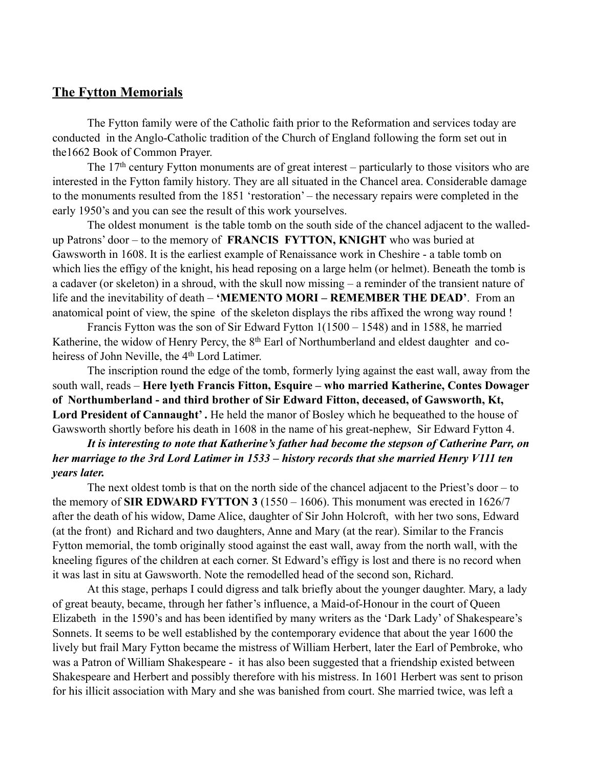## **The Fytton Memorials**

The Fytton family were of the Catholic faith prior to the Reformation and services today are conducted in the Anglo-Catholic tradition of the Church of England following the form set out in the1662 Book of Common Prayer.

The 17th century Fytton monuments are of great interest – particularly to those visitors who are interested in the Fytton family history. They are all situated in the Chancel area. Considerable damage to the monuments resulted from the 1851 'restoration' – the necessary repairs were completed in the early 1950's and you can see the result of this work yourselves.

The oldest monument is the table tomb on the south side of the chancel adjacent to the walled-up Patrons' door – to the memory of **FRANCIS FYTTON, KNIGHT** who was buried at Gawsworth in 1608. It is the earliest example of Renaissance work in Cheshire - a table tomb on which lies the effigy of the knight, his head reposing on a large helm (or helmet). Beneath the tomb is a cadaver (or skeleton) in a shroud, with the skull now missing – a reminder of the transient nature of life and the inevitability of death – **'MEMENTO MORI – REMEMBER THE DEAD'**. From an anatomical point of view, the spine of the skeleton displays the ribs affixed the wrong way round !

Francis Fytton was the son of Sir Edward Fytton 1(1500 – 1548) and in 1588, he married Katherine, the widow of Henry Percy, the 8th Earl of Northumberland and eldest daughter and co-heiress of John Neville, the 4th Lord Latimer.

The inscription round the edge of the tomb, formerly lying against the east wall, away from the south wall, reads – **Here lyeth Francis Fitton, Esquire – who married Katherine, Contes Dowager of Northumberland - and third brother of Sir Edward Fitton, deceased, of Gawsworth, Kt, Lord President of Cannaught' .** He held the manor of Bosley which he bequeathed to the house of Gawsworth shortly before his death in 1608 in the name of his great-nephew, Sir Edward Fytton 4.

***It is interesting to note that Katherine's father had become the stepson of Catherine Parr, on her marriage to the 3rd Lord Latimer in 1533 – history records that she married Henry V111 ten years later.***

The next oldest tomb is that on the north side of the chancel adjacent to the Priest's door – to the memory of **SIR EDWARD FYTTON 3** (1550 – 1606). This monument was erected in 1626/7 after the death of his widow, Dame Alice, daughter of Sir John Holcroft, with her two sons, Edward (at the front) and Richard and two daughters, Anne and Mary (at the rear). Similar to the Francis Fytton memorial, the tomb originally stood against the east wall, away from the north wall, with the kneeling figures of the children at each corner. St Edward's effigy is lost and there is no record when it was last in situ at Gawsworth. Note the remodelled head of the second son, Richard.

At this stage, perhaps I could digress and talk briefly about the younger daughter. Mary, a lady of great beauty, became, through her father's influence, a Maid-of-Honour in the court of Queen Elizabeth in the 1590's and has been identified by many writers as the 'Dark Lady' of Shakespeare's Sonnets. It seems to be well established by the contemporary evidence that about the year 1600 the lively but frail Mary Fytton became the mistress of William Herbert, later the Earl of Pembroke, who was a Patron of William Shakespeare - it has also been suggested that a friendship existed between Shakespeare and Herbert and possibly therefore with his mistress. In 1601 Herbert was sent to prison for his illicit association with Mary and she was banished from court. She married twice, was left a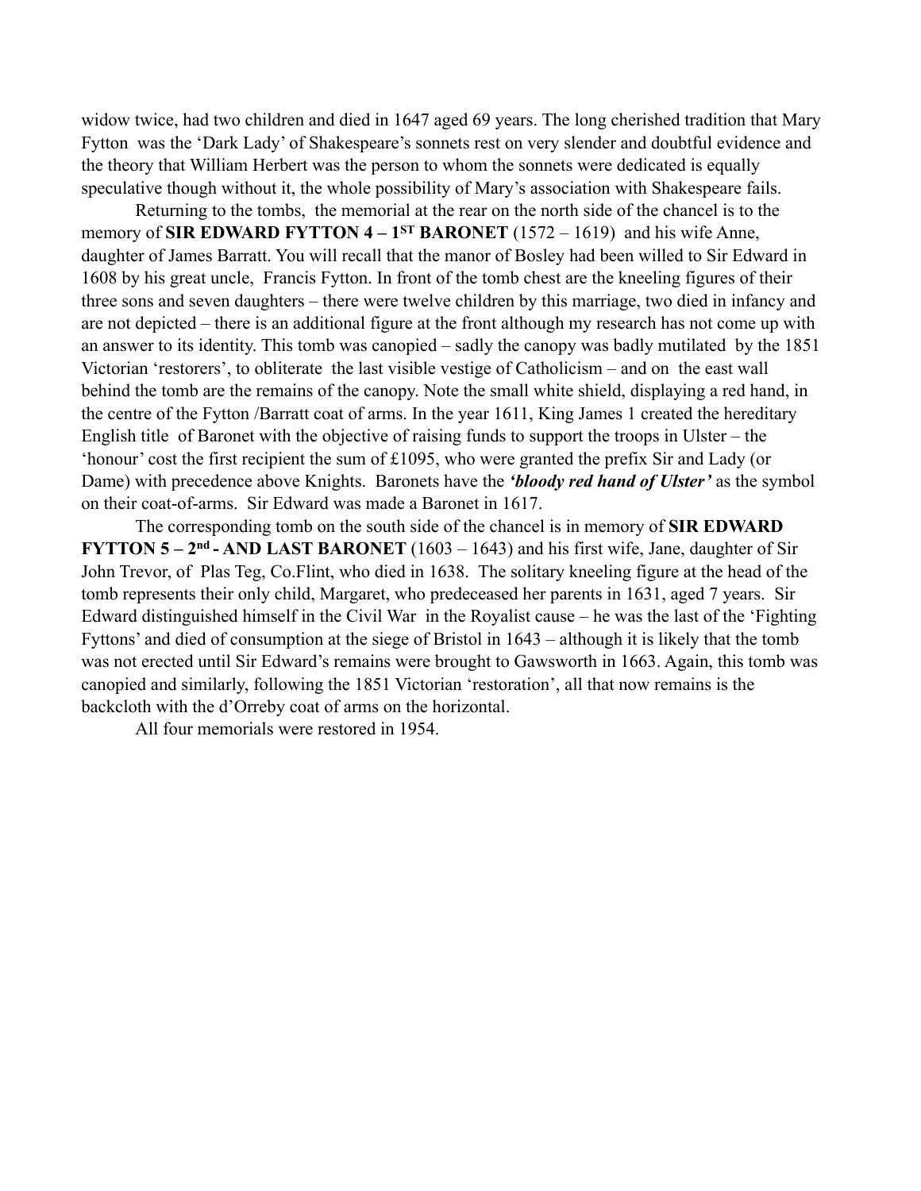widow twice, had two children and died in 1647 aged 69 years. The long cherished tradition that Mary Fytton was the 'Dark Lady' of Shakespeare's sonnets rest on very slender and doubtful evidence and the theory that William Herbert was the person to whom the sonnets were dedicated is equally speculative though without it, the whole possibility of Mary's association with Shakespeare fails.

Returning to the tombs, the memorial at the rear on the north side of the chancel is to the memory of **SIR EDWARD FYTTON 4 – 1ST BARONET** (1572 – 1619) and his wife Anne, daughter of James Barratt. You will recall that the manor of Bosley had been willed to Sir Edward in 1608 by his great uncle, Francis Fytton. In front of the tomb chest are the kneeling figures of their three sons and seven daughters – there were twelve children by this marriage, two died in infancy and are not depicted – there is an additional figure at the front although my research has not come up with an answer to its identity. This tomb was canopied – sadly the canopy was badly mutilated by the 1851 Victorian 'restorers', to obliterate the last visible vestige of Catholicism – and on the east wall behind the tomb are the remains of the canopy. Note the small white shield, displaying a red hand, in the centre of the Fytton /Barratt coat of arms. In the year 1611, King James 1 created the hereditary English title of Baronet with the objective of raising funds to support the troops in Ulster – the 'honour' cost the first recipient the sum of £1095, who were granted the prefix Sir and Lady (or Dame) with precedence above Knights. Baronets have the ***'bloody red hand of Ulster'*** as the symbol on their coat-of-arms. Sir Edward was made a Baronet in 1617.

The corresponding tomb on the south side of the chancel is in memory of **SIR EDWARD FYTTON 5 – 2nd - AND LAST BARONET** (1603 – 1643) and his first wife, Jane, daughter of Sir John Trevor, of Plas Teg, Co.Flint, who died in 1638. The solitary kneeling figure at the head of the tomb represents their only child, Margaret, who predeceased her parents in 1631, aged 7 years. Sir Edward distinguished himself in the Civil War in the Royalist cause – he was the last of the 'Fighting Fyttons' and died of consumption at the siege of Bristol in 1643 – although it is likely that the tomb was not erected until Sir Edward's remains were brought to Gawsworth in 1663. Again, this tomb was canopied and similarly, following the 1851 Victorian 'restoration', all that now remains is the backcloth with the d'Orreby coat of arms on the horizontal.

All four memorials were restored in 1954.